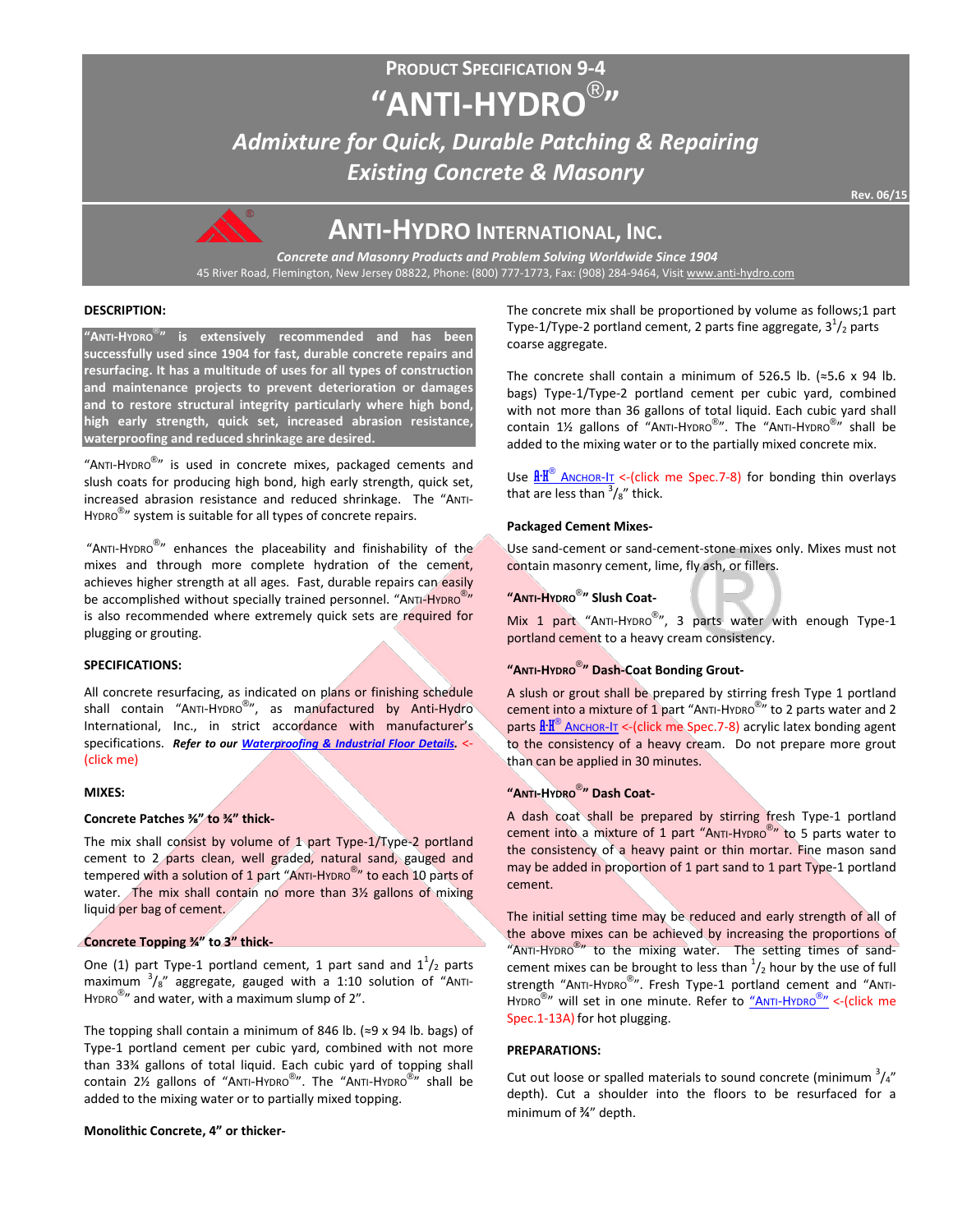# PRODUCT SPECIFICATION 9-4

# "ANTI-HYDRO®"

## *Admixture for Quick, Durable Patching & Repairing Existing Concrete & Masonry*

Rev. 06/15

## ANTI-HYDRO INTERNATIONAL, INC.

***Concrete and Masonry Products and Problem Solving Worldwide Since 1904***

45 River Road, Flemington, New Jersey 08822, Phone: (800) 777-1773, Fax: (908) 284-9464, Visit www.anti-hydro.com

### DESCRIPTION:

**"ANTI-HYDRO®" is extensively recommended and has been successfully used since 1904 for fast, durable concrete repairs and resurfacing. It has a multitude of uses for all types of construction and maintenance projects to prevent deterioration or damages and to restore structural integrity particularly where high bond, high early strength, quick set, increased abrasion resistance, waterproofing and reduced shrinkage are desired.**

"ANTI-HYDRO®" is used in concrete mixes, packaged cements and slush coats for producing high bond, high early strength, quick set, increased abrasion resistance and reduced shrinkage. The "ANTI-HYDRO®" system is suitable for all types of concrete repairs.

"ANTI-HYDRO®" enhances the placeability and finishability of the mixes and through more complete hydration of the cement, achieves higher strength at all ages. Fast, durable repairs can easily be accomplished without specially trained personnel. "ANTI-HYDRO®" is also recommended where extremely quick sets are required for plugging or grouting.

### SPECIFICATIONS:

All concrete resurfacing, as indicated on plans or finishing schedule shall contain "ANTI-HYDRO®", as manufactured by Anti-Hydro International, Inc., in strict accordance with manufacturer's specifications. ***Refer to our Waterproofing & Industrial Floor Details.*** <-(click me)

### MIXES:

**Concrete Patches ⅜" to ¾" thick-**

The mix shall consist by volume of 1 part Type-1/Type-2 portland cement to 2 parts clean, well graded, natural sand, gauged and tempered with a solution of 1 part "ANTI-HYDRO®" to each 10 parts of water. The mix shall contain no more than 3½ gallons of mixing liquid per bag of cement.

**Concrete Topping ¾" to 3" thick-**

One (1) part Type-1 portland cement, 1 part sand and $1^1/_2$ parts maximum $^3/_8$" aggregate, gauged with a 1:10 solution of "ANTI-HYDRO®" and water, with a maximum slump of 2".

The topping shall contain a minimum of 846 lb. (≈9 x 94 lb. bags) of Type-1 portland cement per cubic yard, combined with not more than 33¾ gallons of total liquid. Each cubic yard of topping shall contain 2½ gallons of "ANTI-HYDRO®". The "ANTI-HYDRO®" shall be added to the mixing water or to partially mixed topping.

**Monolithic Concrete, 4" or thicker-**

The concrete mix shall be proportioned by volume as follows;1 part Type-1/Type-2 portland cement, 2 parts fine aggregate, $3^1/_2$ parts coarse aggregate.

The concrete shall contain a minimum of 526.5 lb. (≈5.6 x 94 lb. bags) Type-1/Type-2 portland cement per cubic yard, combined with not more than 36 gallons of total liquid. Each cubic yard shall contain 1½ gallons of "ANTI-HYDRO®". The "ANTI-HYDRO®" shall be added to the mixing water or to the partially mixed concrete mix.

Use A-H® ANCHOR-IT <-(click me Spec.7-8) for bonding thin overlays that are less than $^3/_8$" thick.

**Packaged Cement Mixes-**

Use sand-cement or sand-cement-stone mixes only. Mixes must not contain masonry cement, lime, fly ash, or fillers.

**"ANTI-HYDRO®" Slush Coat-**

Mix 1 part "ANTI-HYDRO®", 3 parts water with enough Type-1 portland cement to a heavy cream consistency.

**"ANTI-HYDRO®" Dash-Coat Bonding Grout-**

A slush or grout shall be prepared by stirring fresh Type 1 portland cement into a mixture of 1 part "ANTI-HYDRO®" to 2 parts water and 2 parts A-H® ANCHOR-IT <-(click me Spec.7-8) acrylic latex bonding agent to the consistency of a heavy cream. Do not prepare more grout than can be applied in 30 minutes.

**"ANTI-HYDRO®" Dash Coat-**

A dash coat shall be prepared by stirring fresh Type-1 portland cement into a mixture of 1 part "ANTI-HYDRO®" to 5 parts water to the consistency of a heavy paint or thin mortar. Fine mason sand may be added in proportion of 1 part sand to 1 part Type-1 portland cement.

The initial setting time may be reduced and early strength of all of the above mixes can be achieved by increasing the proportions of "ANTI-HYDRO®" to the mixing water. The setting times of sand-cement mixes can be brought to less than $^1/_2$ hour by the use of full strength "ANTI-HYDRO®". Fresh Type-1 portland cement and "ANTI-HYDRO®" will set in one minute. Refer to "ANTI-HYDRO®" <-(click me Spec.1-13A) for hot plugging.

### PREPARATIONS:

Cut out loose or spalled materials to sound concrete (minimum $^3/_4$" depth). Cut a shoulder into the floors to be resurfaced for a minimum of ¾" depth.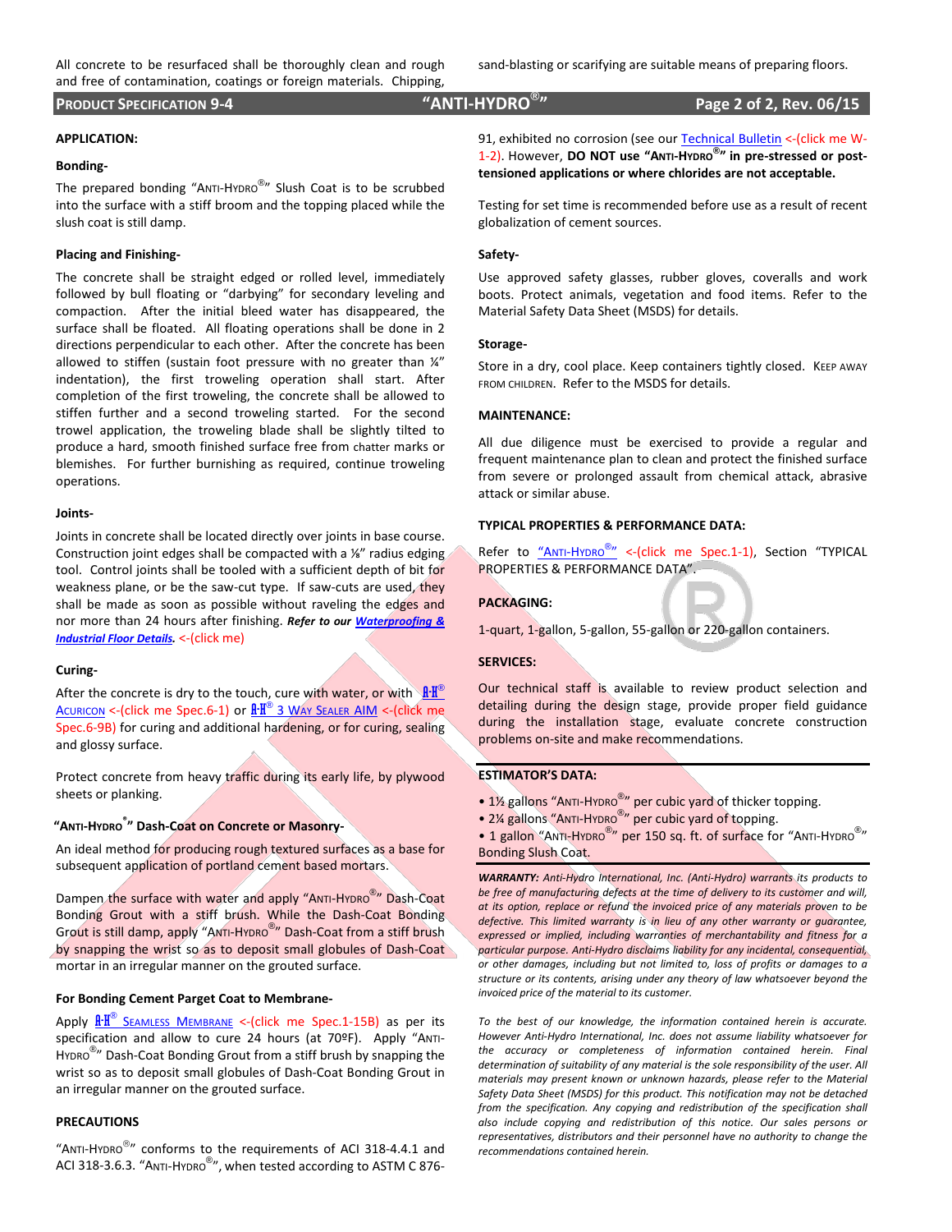All concrete to be resurfaced shall be thoroughly clean and rough and free of contamination, coatings or foreign materials. Chipping, sand-blasting or scarifying are suitable means of preparing floors.

## APPLICATION:

### Bonding-

The prepared bonding "ANTI-HYDRO®" Slush Coat is to be scrubbed into the surface with a stiff broom and the topping placed while the slush coat is still damp.

### Placing and Finishing-

The concrete shall be straight edged or rolled level, immediately followed by bull floating or "darbying" for secondary leveling and compaction. After the initial bleed water has disappeared, the surface shall be floated. All floating operations shall be done in 2 directions perpendicular to each other. After the concrete has been allowed to stiffen (sustain foot pressure with no greater than ¼" indentation), the first troweling operation shall start. After completion of the first troweling, the concrete shall be allowed to stiffen further and a second troweling started. For the second trowel application, the troweling blade shall be slightly tilted to produce a hard, smooth finished surface free from chatter marks or blemishes. For further burnishing as required, continue troweling operations.

### Joints-

Joints in concrete shall be located directly over joints in base course. Construction joint edges shall be compacted with a ⅛" radius edging tool. Control joints shall be tooled with a sufficient depth of bit for weakness plane, or be the saw-cut type. If saw-cuts are used, they shall be made as soon as possible without raveling the edges and nor more than 24 hours after finishing. ***Refer to our Waterproofing & Industrial Floor Details.*** <-(click me)

### Curing-

After the concrete is dry to the touch, cure with water, or with A-H® ACURICON <-(click me Spec.6-1) or A-H® 3 WAY SEALER AIM <-(click me Spec.6-9B) for curing and additional hardening, or for curing, sealing and glossy surface.

Protect concrete from heavy traffic during its early life, by plywood sheets or planking.

### "ANTI-HYDRO®" Dash-Coat on Concrete or Masonry-

An ideal method for producing rough textured surfaces as a base for subsequent application of portland cement based mortars.

Dampen the surface with water and apply "ANTI-HYDRO®" Dash-Coat Bonding Grout with a stiff brush. While the Dash-Coat Bonding Grout is still damp, apply "ANTI-HYDRO®" Dash-Coat from a stiff brush by snapping the wrist so as to deposit small globules of Dash-Coat mortar in an irregular manner on the grouted surface.

### For Bonding Cement Parget Coat to Membrane-

Apply A-H® SEAMLESS MEMBRANE <-(click me Spec.1-15B) as per its specification and allow to cure 24 hours (at 70ºF). Apply "ANTI-HYDRO®" Dash-Coat Bonding Grout from a stiff brush by snapping the wrist so as to deposit small globules of Dash-Coat Bonding Grout in an irregular manner on the grouted surface.

## PRECAUTIONS

"ANTI-HYDRO®" conforms to the requirements of ACI 318-4.4.1 and ACI 318-3.6.3. "ANTI-HYDRO®", when tested according to ASTM C 876-91, exhibited no corrosion (see our Technical Bulletin <-(click me W-1-2). However, **DO NOT use "ANTI-HYDRO®" in pre-stressed or post-tensioned applications or where chlorides are not acceptable.**

Testing for set time is recommended before use as a result of recent globalization of cement sources.

### Safety-

Use approved safety glasses, rubber gloves, coveralls and work boots. Protect animals, vegetation and food items. Refer to the Material Safety Data Sheet (MSDS) for details.

### Storage-

Store in a dry, cool place. Keep containers tightly closed. KEEP AWAY FROM CHILDREN. Refer to the MSDS for details.

## MAINTENANCE:

All due diligence must be exercised to provide a regular and frequent maintenance plan to clean and protect the finished surface from severe or prolonged assault from chemical attack, abrasive attack or similar abuse.

## TYPICAL PROPERTIES & PERFORMANCE DATA:

Refer to "ANTI-HYDRO®" <-(click me Spec.1-1), Section "TYPICAL PROPERTIES & PERFORMANCE DATA".

## PACKAGING:

1-quart, 1-gallon, 5-gallon, 55-gallon or 220-gallon containers.

## SERVICES:

Our technical staff is available to review product selection and detailing during the design stage, provide proper field guidance during the installation stage, evaluate concrete construction problems on-site and make recommendations.

## ESTIMATOR'S DATA:

- 1½ gallons "ANTI-HYDRO®" per cubic yard of thicker topping.
- 2¼ gallons "ANTI-HYDRO®" per cubic yard of topping.
- 1 gallon "ANTI-HYDRO®" per 150 sq. ft. of surface for "ANTI-HYDRO®" Bonding Slush Coat.

***WARRANTY:*** *Anti-Hydro International, Inc. (Anti-Hydro) warrants its products to be free of manufacturing defects at the time of delivery to its customer and will, at its option, replace or refund the invoiced price of any materials proven to be defective. This limited warranty is in lieu of any other warranty or guarantee, expressed or implied, including warranties of merchantability and fitness for a particular purpose. Anti-Hydro disclaims liability for any incidental, consequential, or other damages, including but not limited to, loss of profits or damages to a structure or its contents, arising under any theory of law whatsoever beyond the invoiced price of the material to its customer.*

*To the best of our knowledge, the information contained herein is accurate. However Anti-Hydro International, Inc. does not assume liability whatsoever for the accuracy or completeness of information contained herein. Final determination of suitability of any material is the sole responsibility of the user. All materials may present known or unknown hazards, please refer to the Material Safety Data Sheet (MSDS) for this product. This notification may not be detached from the specification. Any copying and redistribution of the specification shall also include copying and redistribution of this notice. Our sales persons or representatives, distributors and their personnel have no authority to change the recommendations contained herein.*